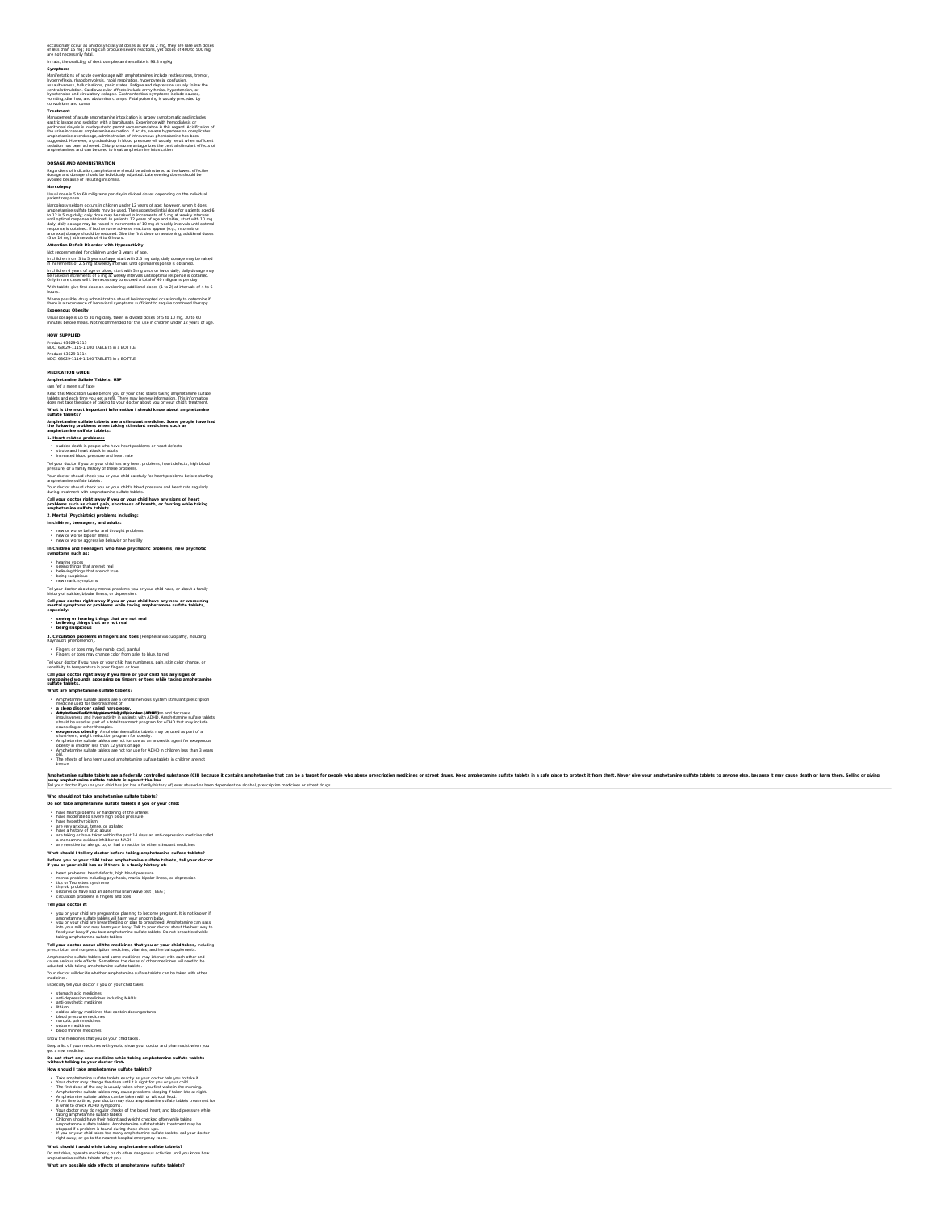occasionally occur as an idiosyncrasy at doses as low as 2 mg, they are rare with doses of less than 15 mg; 30 mg can produce severe reactions, yet doses of 400 to 500 mg are not necessarily fatal.

In rats, the oral $LD_{50}$ of dextroamphetamine sulfate is 96.8 mg/kg.

**Symptoms**

Manifestations of acute overdosage with amphetamines include restlessness, tremor, hyperreflexia, rhabdomyolysis, rapid respiration, hyperpyrexia, confusion, assaultiveness, hallucinations, panic states. Fatigue and depression usually follow the central stimulation. Cardiovascular effects include arrhythmias, hypertension, or hypotension and circulatory collapse. Gastrointestinal symptoms include nausea, vomiting, diarrhea, and abdominal cramps. Fatal poisoning is usually preceded by convulsions and coma.

**Treatment**

Management of acute amphetamine intoxication is largely symptomatic and includes gastric lavage and sedation with a barbiturate. Experience with hemodialysis or peritoneal dialysis is inadequate to permit recommendation in this regard. Acidification of the urine increases amphetamine excretion. If acute, severe hypertension complicates amphetamine overdosage, administration of intravenous phentolamine has been suggested. However, a gradual drop in blood pressure will usually result when sufficient sedation has been achieved. Chlorpromazine antagonizes the central stimulant effects of amphetamines and can be used to treat amphetamine intoxication.

## DOSAGE AND ADMINISTRATION

Regardless of indication, amphetamine should be administered at the lowest effective dosage and dosage should be individually adjusted. Late evening doses should be avoided because of resulting insomnia.

**Narcolepsy**

Usual dose is 5 to 60 milligrams per day in divided doses depending on the individual patient response.

Narcolepsy seldom occurs in children under 12 years of age; however, when it does, amphetamine sulfate tablets may be used. The suggested initial dose for patients aged 6 to 12 is 5 mg daily; daily dose may be raised in increments of 5 mg at weekly intervals until optimal response is obtained. In patients 12 years of age and older, start with 10 mg daily; daily dosage may be raised in increments of 10 mg at weekly intervals until optimal response is obtained. If bothersome adverse reactions appear (e.g., insomnia or anorexia) dosage should be reduced. Give the first dose on awakening; additional doses (5 or 10 mg) at intervals of 4 to 6 hours.

**Attention Deficit Disorder with Hyperactivity**

Not recommended for children under 3 years of age.

In children from 3 to 5 years of age, start with 2.5 mg daily; daily dosage may be raised in increments of 2.5 mg at weekly intervals until optimal response is obtained.

In children 6 years of age or older, start with 5 mg once or twice daily; daily dosage may be raised in increments of 5 mg at weekly intervals until optimal response is obtained. Only in rare cases will it be necessary to exceed a total of 40 milligrams per day.

With tablets give first dose on awakening; additional doses (1 to 2) at intervals of 4 to 6 hours.

Where possible, drug administration should be interrupted occasionally to determine if there is a recurrence of behavioral symptoms sufficient to require continued therapy.

**Exogenous Obesity**

Usual dosage is up to 30 mg daily, taken in divided doses of 5 to 10 mg, 30 to 60 minutes before meals. Not recommended for this use in children under 12 years of age.

## HOW SUPPLIED

Product: 63629-1115
NDC: 63629-1115-1 100 TABLETS in a BOTTLE

Product: 63629-1114
NDC: 63629-1114-1 100 TABLETS in a BOTTLE

## MEDICATION GUIDE

**Amphetamine Sulfate Tablets, USP**

(am fet' a meen sul' fate)

Read this Medication Guide before you or your child starts taking amphetamine sulfate tablets and each time you get a refill. There may be new information. This information does not take the place of talking to your doctor about you or your child's treatment.

**What is the most important information I should know about amphetamine sulfate tablets?**

**Amphetamine sulfate tablets are a stimulant medicine. Some people have had the following problems when taking stimulant medicines such as amphetamine sulfate tablets:**

**1. Heart-related problems:**

- sudden death in people who have heart problems or heart defects
- stroke and heart attack in adults
- increased blood pressure and heart rate

Tell your doctor if you or your child has any heart problems, heart defects, high blood pressure, or a family history of these problems.

Your doctor should check you or your child carefully for heart problems before starting amphetamine sulfate tablets.

Your doctor should check you or your child's blood pressure and heart rate regularly during treatment with amphetamine sulfate tablets.

**Call your doctor right away if you or your child have any signs of heart problems such as chest pain, shortness of breath, or fainting while taking amphetamine sulfate tablets.**

**2. Mental (Psychiatric) problems including:**

**In children, teenagers, and adults:**

- new or worse behavior and thought problems
- new or worse bipolar illness
- new or worse aggressive behavior or hostility

**In Children and Teenagers who have psychiatric problems, new psychotic symptoms such as:**

- hearing voices
- seeing things that are not real
- believing things that are not true
- being suspicious
- new manic symptoms

Tell your doctor about any mental problems you or your child have, or about a family history of suicide, bipolar illness, or depression.

**Call your doctor right away if you or your child have any new or worsening mental symptoms or problems while taking amphetamine sulfate tablets, especially:**

- **seeing or hearing things that are not real**
- **believing things that are not real**
- **being suspicious**

**3. Circulation problems in fingers and toes** [Peripheral vasculopathy, including Raynaud's phenomenon].

- Fingers or toes may feel numb, cool, painful
- Fingers or toes may change color from pale, to blue, to red

Tell your doctor if you have or your child has numbness, pain, skin color change, or sensitivity to temperature in your fingers or toes.

**Call your doctor right away if you have or your child has any signs of unexplained wounds appearing on fingers or toes while taking amphetamine sulfate tablets.**

**What are amphetamine sulfate tablets?**

- Amphetamine sulfate tablets are a central nervous system stimulant prescription medicine used for the treatment of:
- **a sleep disorder called narcolepsy.**
- **Attention Deficit Hyperactivity Disorder (ADHD).** Amphetamine sulfate tablets may help increase attention and decrease impulsiveness and hyperactivity in patients with ADHD. Amphetamine sulfate tablets should be used as part of a total treatment program for ADHD that may include counseling or other therapies.
- **exogenous obesity.** Amphetamine sulfate tablets may be used as part of a short-term, weight reduction program for obesity.
- Amphetamine sulfate tablets are not for use as an anorectic agent for exogenous obesity in children less than 12 years of age.
- Amphetamine sulfate tablets are not for use for ADHD in children less than 3 years old.
- The effects of long term use of amphetamine sulfate tablets in children are not known.

**Amphetamine sulfate tablets are a federally controlled substance (CII) because it contains amphetamine that can be a target for people who abuse prescription medicines or street drugs. Keep amphetamine sulfate tablets in a safe place to protect it from theft. Never give your amphetamine sulfate tablets to anyone else, because it may cause death or harm them. Selling or giving away amphetamine sulfate tablets is against the law.**

Tell your doctor if you or your child has (or has a family history of) ever abused or been dependent on alcohol, prescription medicines or street drugs.

**Who should not take amphetamine sulfate tablets?**

**Do not take amphetamine sulfate tablets if you or your child:**

- have heart problems or hardening of the arteries
- have moderate to severe high blood pressure
- have hyperthyroidism
- are very anxious, tense, or agitated
- have a history of drug abuse
- are taking or have taken within the past 14 days an anti-depression medicine called a monoamine oxidase inhibitor or MAOI
- are sensitive to, allergic to, or had a reaction to other stimulant medicines

**What should I tell my doctor before taking amphetamine sulfate tablets?**

**Before you or your child takes amphetamine sulfate tablets, tell your doctor if you or your child has or if there is a family history of:**

- heart problems, heart defects, high blood pressure
- mental problems including psychosis, mania, bipolar illness, or depression
- tics or Tourette's syndrome
- thyroid problems
- seizures or have had an abnormal brain wave test (EEG)
- circulation problems in fingers and toes

**Tell your doctor if:**

- you or your child are pregnant or planning to become pregnant. It is not known if amphetamine sulfate tablets will harm your unborn baby.
- you or your child are breastfeeding or plan to breastfeed. Amphetamine can pass into your milk and may harm your baby. Talk to your doctor about the best way to feed your baby if you take amphetamine sulfate tablets. Do not breastfeed while taking amphetamine sulfate tablets.

**Tell your doctor about all the medicines that you or your child takes,** including prescription and nonprescription medicines, vitamins, and herbal supplements.

Amphetamine sulfate tablets and some medicines may interact with each other and cause serious side effects. Sometimes the doses of other medicines will need to be adjusted while taking amphetamine sulfate tablets.

Your doctor will decide whether amphetamine sulfate tablets can be taken with other medicines.

Especially tell your doctor if you or your child takes:

- stomach acid medicines
- anti-depression medicines including MAOIs
- anti-psychotic medicines
- lithium
- cold or allergy medicines that contain decongestants
- blood pressure medicines
- narcotic pain medicines
- seizure medicines
- blood thinner medicines

Know the medicines that you or your child takes.

Keep a list of your medicines with you to show your doctor and pharmacist when you get a new medicine.

**Do not start any new medicine while taking amphetamine sulfate tablets without talking to your doctor first.**

**How should I take amphetamine sulfate tablets?**

- Take amphetamine sulfate tablets exactly as your doctor tells you to take it.
- Your doctor may change the dose until it is right for you or your child.
- The first dose of the day is usually taken when you first wake in the morning.
- Amphetamine sulfate tablets may cause problems sleeping if taken late at night.
- Amphetamine sulfate tablets can be taken with or without food.
- From time to time, your doctor may stop amphetamine sulfate tablets treatment for a while to check ADHD symptoms.
- Your doctor may do regular checks of the blood, heart, and blood pressure while taking amphetamine sulfate tablets.
- Children should have their height and weight checked often while taking amphetamine sulfate tablets. Amphetamine sulfate tablets treatment may be stopped if a problem is found during these check-ups.
- If you or your child takes too many amphetamine sulfate tablets, call your doctor right away, or go to the nearest hospital emergency room.

**What should I avoid while taking amphetamine sulfate tablets?**

Do not drive, operate machinery, or do other dangerous activities until you know how amphetamine sulfate tablets affect you.

**What are possible side effects of amphetamine sulfate tablets?**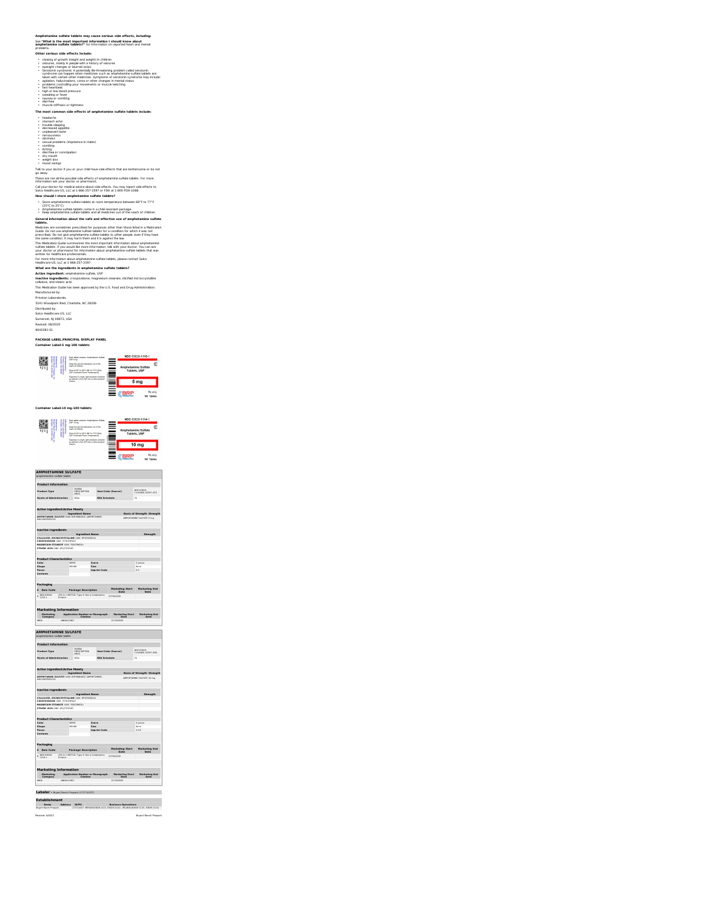**Amphetamine sulfate tablets may cause serious side effects, including:**

See "**What is the most important information I should know about amphetamine sulfate tablets?**" for information on reported heart and mental problems.

**Other serious side effects include:**

- slowing of growth (height and weight) in children
- seizures, mainly in people with a history of seizures
- eyesight changes or blurred vision
- Serotonin syndrome. A potentially life-threatening problem called serotonin syndrome can happen when medicines such as amphetamine sulfate tablets are taken with certain other medicines. Symptoms of serotonin syndrome may include:
- agitation, hallucinations, coma or other changes in mental status
- problems controlling your movements or muscle twitching
- fast heartbeat
- high or low blood pressure
- sweating or fever
- nausea or vomiting
- diarrhea
- muscle stiffness or tightness

**The most common side effects of amphetamine sulfate tablets include:**

- headache
- stomach ache
- trouble sleeping
- decreased appetite
- unpleasant taste
- nervousness
- dizziness
- sexual problems (impotence in males)
- vomiting
- itching
- diarrhea or constipation
- dry mouth
- weight loss
- mood swings

Talk to your doctor if you or your child have side effects that are bothersome or do not go away.

These are not all the possible side effects of amphetamine sulfate tablets. For more information ask your doctor or pharmacist.

Call your doctor for medical advice about side effects. You may report side effects to Solco Healthcare US, LLC at 1-866-257-2597 or FDA at 1-800-FDA-1088.

**How should I store amphetamine sulfate tablets?**

- Store amphetamine sulfate tablets at room temperature between 68°F to 77°F (20°C to 25°C).
- Amphetamine sulfate tablets come in a child-resistant package.
- Keep amphetamine sulfate tablets and all medicines out of the reach of children.

**General information about the safe and effective use of amphetamine sulfate tablets.**

Medicines are sometimes prescribed for purposes other than those listed in a Medication Guide. Do not use amphetamine sulfate tablets for a condition for which it was not prescribed. Do not give amphetamine sulfate tablets to other people, even if they have the same condition. It may harm them and it is against the law.

This Medication Guide summarizes the most important information about amphetamine sulfate tablets. If you would like more information, talk with your doctor. You can ask your doctor or pharmacist for information about amphetamine sulfate tablets that was written for healthcare professionals.

For more information about amphetamine sulfate tablets, please contact Solco Healthcare US, LLC at 1-866-257-2597.

**What are the ingredients in amphetamine sulfate tablets?**

**Active ingredient:** amphetamine sulfate, USP

**Inactive ingredients:** crospovidone, magnesium stearate, silicified microcrystalline cellulose, and stearic acid.

This Medication Guide has been approved by the U.S. Food and Drug Administration.

Manufactured by:

Prinston Laboratories

3241 Woodpark Blvd, Charlotte, NC 28206

Distributed by:

Solco Healthcare US, LLC

Somerset, NJ 08873, USA

Revised: 08/2019

9040381-01

**PACKAGE LABEL.PRINCIPAL DISPLAY PANEL**

**Container Label-5 mg-100 tablets**

NDC 63629-1115-1

Amphetamine Sulfate Tablets, USP

5 mg

Rx only

100 Tablets

**Container Label-10 mg-100 tablets**

NDC 63629-1114-1

Amphetamine Sulfate Tablets, USP

10 mg

Rx only

100 Tablets

## AMPHETAMINE SULFATE
amphetamine sulfate tablet

**Product Information**

| | | | |
|---|---|---|---|
| Product Type | HUMAN PRESCRIPTION DRUG | Item Code (Source) | NDC:63629-1115(NDC:43547-457) |
| Route of Administration | ORAL | DEA Schedule | CII |

**Active Ingredient/Active Moiety**

| Ingredient Name | Basis of Strength | Strength |
|---|---|---|
| AMPHETAMINE SULFATE (UNII: 6DPV8NK46S) (AMPHETAMINE - UNII:CK833KGX7E) | AMPHETAMINE SULFATE | 5 mg |

**Inactive Ingredients**

| Ingredient Name | Strength |
|---|---|
| CELLULOSE, MICROCRYSTALLINE (UNII: OP1R32D61U) | |
| CROSPOVIDONE (UNII: 2S7830E561) | |
| MAGNESIUM STEARATE (UNII: 70097M6I30) | |
| STEARIC ACID (UNII: 4ELV7Z65AP) | |

**Product Characteristics**

| | | | |
|---|---|---|---|
| Color | WHITE | Score | 2 pieces |
| Shape | ROUND | Size | 8mm |
| Flavor | | Imprint Code | 5;S |
| Contains | | | |

**Packaging**

| # | Item Code | Package Description | Marketing Start Date | Marketing End Date |
|---|---|---|---|---|
| 1 | NDC:63629-1115-1 | 100 in 1 BOTTLE; Type 0: Not a Combination Product | 07/30/2020 | |

**Marketing Information**

| Marketing Category | Application Number or Monograph Citation | Marketing Start Date | Marketing End Date |
|---|---|---|---|
| ANDA | ANDA211861 | 07/30/2020 | |

## AMPHETAMINE SULFATE
amphetamine sulfate tablet

**Product Information**

| | | | |
|---|---|---|---|
| Product Type | HUMAN PRESCRIPTION DRUG | Item Code (Source) | NDC:63629-1114(NDC:43547-458) |
| Route of Administration | ORAL | DEA Schedule | CII |

**Active Ingredient/Active Moiety**

| Ingredient Name | Basis of Strength | Strength |
|---|---|---|
| AMPHETAMINE SULFATE (UNII: 6DPV8NK46S) (AMPHETAMINE - UNII:CK833KGX7E) | AMPHETAMINE SULFATE | 10 mg |

**Inactive Ingredients**

| Ingredient Name | Strength |
|---|---|
| CELLULOSE, MICROCRYSTALLINE (UNII: OP1R32D61U) | |
| CROSPOVIDONE (UNII: 2S7830E561) | |
| MAGNESIUM STEARATE (UNII: 70097M6I30) | |
| STEARIC ACID (UNII: 4ELV7Z65AP) | |

**Product Characteristics**

| | | | |
|---|---|---|---|
| Color | WHITE | Score | 4 pieces |
| Shape | ROUND | Size | 8mm |
| Flavor | | Imprint Code | 1;0;S |
| Contains | | | |

**Packaging**

| # | Item Code | Package Description | Marketing Start Date | Marketing End Date |
|---|---|---|---|---|
| 1 | NDC:63629-1114-1 | 100 in 1 BOTTLE; Type 0: Not a Combination Product | 07/30/2020 | |

**Marketing Information**

| Marketing Category | Application Number or Monograph Citation | Marketing Start Date | Marketing End Date |
|---|---|---|---|
| ANDA | ANDA211861 | 07/30/2020 | |

**Labeler -** Bryant Ranch Prepack (171714327)

**Establishment**

| Name | Address | ID/FEI | Business Operations |
|---|---|---|---|
| Bryant Ranch Prepack | | 171714327 | REPACK(63629-1115, 63629-1114) , RELABEL(63629-1115, 63629-1114) |

Revised: 8/2022 Bryant Ranch Prepack